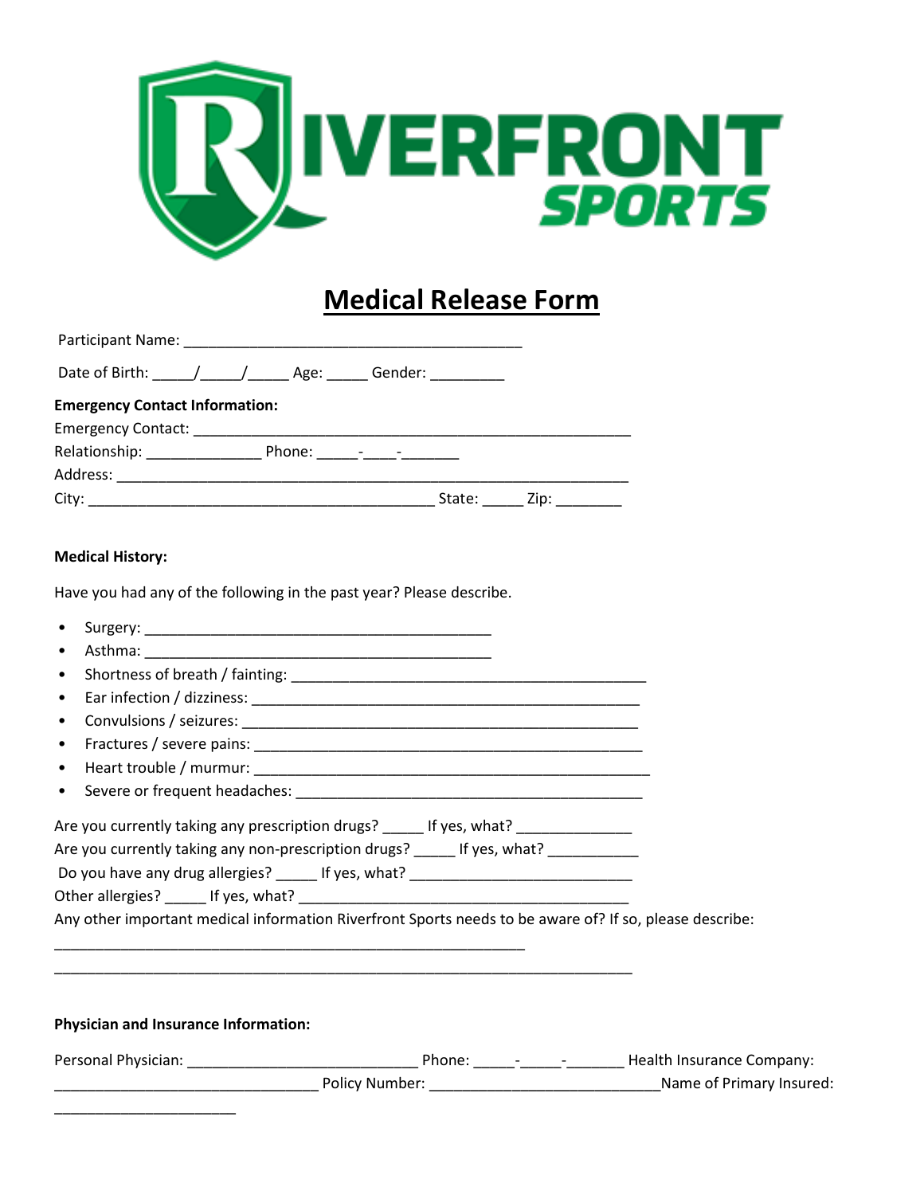RIVERFRONT SPORTS

# Medical Release Form

Participant Name: ________________________________________

Date of Birth: _____/_____/_____ Age: _____ Gender: _________

**Emergency Contact Information:**

Emergency Contact: ____________________________________________________

Relationship: ______________ Phone: _____-____-_______

Address: ____________________________________________________________

City: _________________________________________ State: _____ Zip: ________

**Medical History:**

Have you had any of the following in the past year? Please describe.

- Surgery: __________________________________________
- Asthma: __________________________________________
- Shortness of breath / fainting: ___________________________________________
- Ear infection / dizziness: _______________________________________________
- Convulsions / seizures: ________________________________________________
- Fractures / severe pains: _______________________________________________
- Heart trouble / murmur: ________________________________________________
- Severe or frequent headaches: ___________________________________________

Are you currently taking any prescription drugs? _____ If yes, what? ______________

Are you currently taking any non-prescription drugs? _____ If yes, what? ___________

Do you have any drug allergies? _____ If yes, what? ___________________________

Other allergies? _____ If yes, what? _________________________________________

Any other important medical information Riverfront Sports needs to be aware of? If so, please describe:

_________________________________________________________

_______________________________________________________________________

**Physician and Insurance Information:**

Personal Physician: ___________________________ Phone: _____-_____-_______ Health Insurance Company: ________________________________ Policy Number: ___________________________Name of Primary Insured: ______________________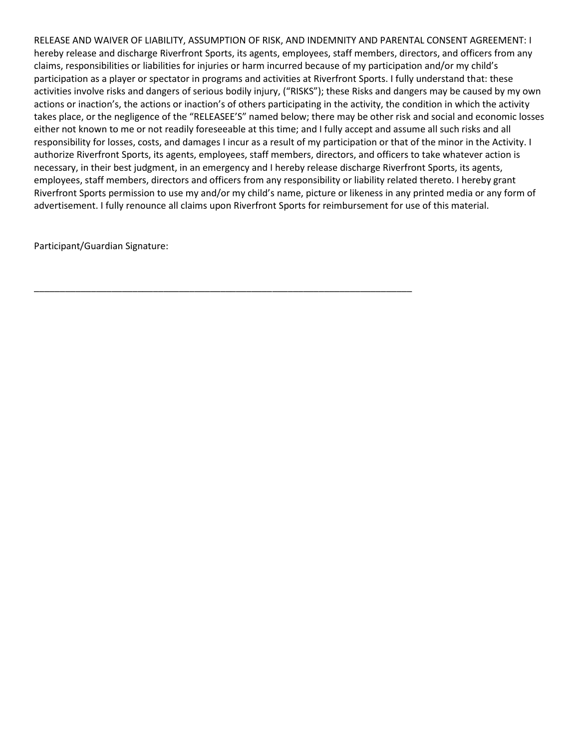RELEASE AND WAIVER OF LIABILITY, ASSUMPTION OF RISK, AND INDEMNITY AND PARENTAL CONSENT AGREEMENT: I hereby release and discharge Riverfront Sports, its agents, employees, staff members, directors, and officers from any claims, responsibilities or liabilities for injuries or harm incurred because of my participation and/or my child's participation as a player or spectator in programs and activities at Riverfront Sports. I fully understand that: these activities involve risks and dangers of serious bodily injury, ("RISKS"); these Risks and dangers may be caused by my own actions or inaction's, the actions or inaction's of others participating in the activity, the condition in which the activity takes place, or the negligence of the "RELEASEE'S" named below; there may be other risk and social and economic losses either not known to me or not readily foreseeable at this time; and I fully accept and assume all such risks and all responsibility for losses, costs, and damages I incur as a result of my participation or that of the minor in the Activity. I authorize Riverfront Sports, its agents, employees, staff members, directors, and officers to take whatever action is necessary, in their best judgment, in an emergency and I hereby release discharge Riverfront Sports, its agents, employees, staff members, directors and officers from any responsibility or liability related thereto. I hereby grant Riverfront Sports permission to use my and/or my child's name, picture or likeness in any printed media or any form of advertisement. I fully renounce all claims upon Riverfront Sports for reimbursement for use of this material.

Participant/Guardian Signature:

_____________________________________________________________________________